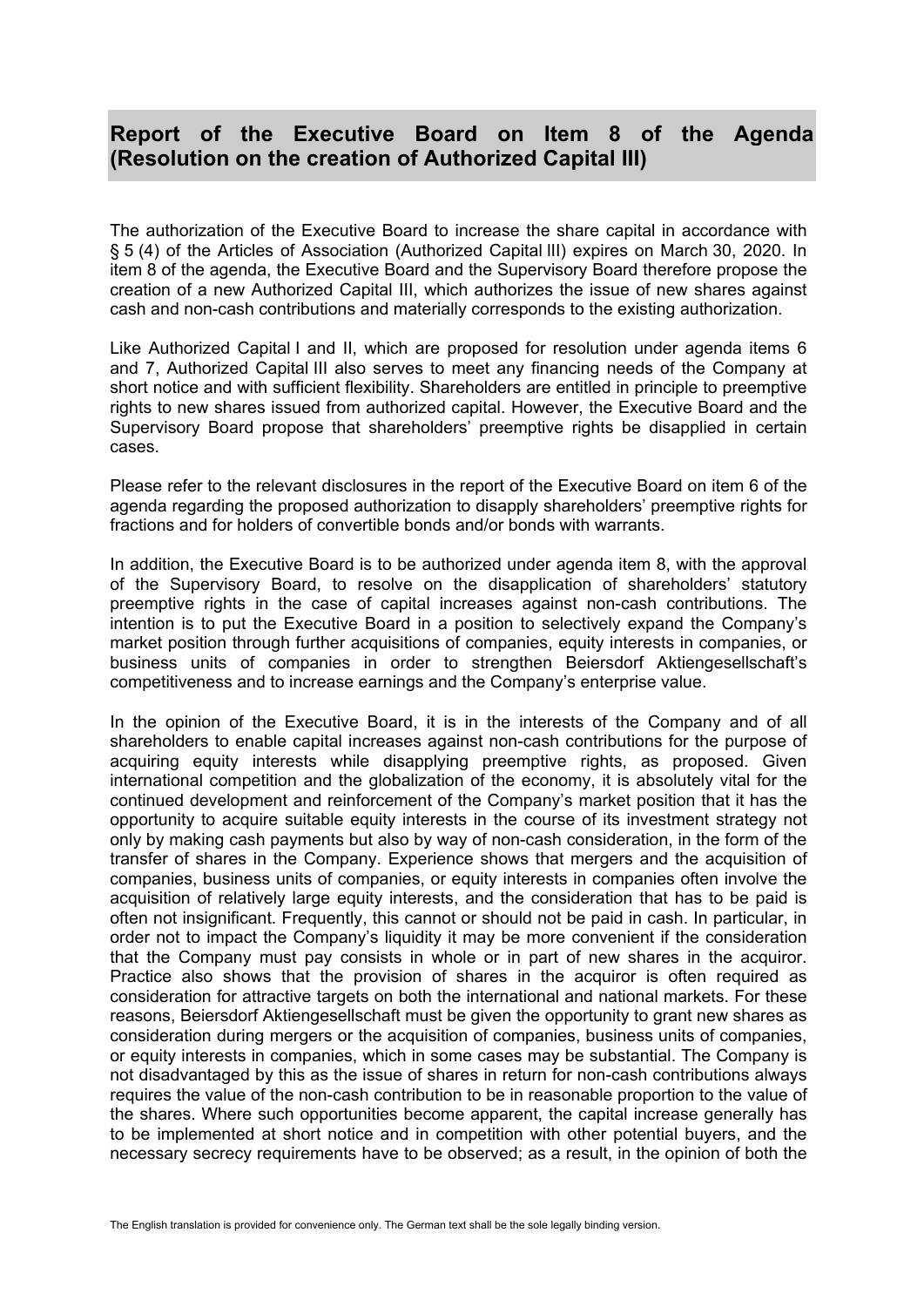# Report of the Executive Board on Item 8 of the Agenda (Resolution on the creation of Authorized Capital III)

The authorization of the Executive Board to increase the share capital in accordance with § 5 (4) of the Articles of Association (Authorized Capital III) expires on March 30, 2020. In item 8 of the agenda, the Executive Board and the Supervisory Board therefore propose the creation of a new Authorized Capital III, which authorizes the issue of new shares against cash and non-cash contributions and materially corresponds to the existing authorization.

Like Authorized Capital I and II, which are proposed for resolution under agenda items 6 and 7, Authorized Capital III also serves to meet any financing needs of the Company at short notice and with sufficient flexibility. Shareholders are entitled in principle to preemptive rights to new shares issued from authorized capital. However, the Executive Board and the Supervisory Board propose that shareholders' preemptive rights be disapplied in certain cases.

Please refer to the relevant disclosures in the report of the Executive Board on item 6 of the agenda regarding the proposed authorization to disapply shareholders' preemptive rights for fractions and for holders of convertible bonds and/or bonds with warrants.

In addition, the Executive Board is to be authorized under agenda item 8, with the approval of the Supervisory Board, to resolve on the disapplication of shareholders' statutory preemptive rights in the case of capital increases against non-cash contributions. The intention is to put the Executive Board in a position to selectively expand the Company's market position through further acquisitions of companies, equity interests in companies, or business units of companies in order to strengthen Beiersdorf Aktiengesellschaft's competitiveness and to increase earnings and the Company's enterprise value.

In the opinion of the Executive Board, it is in the interests of the Company and of all shareholders to enable capital increases against non-cash contributions for the purpose of acquiring equity interests while disapplying preemptive rights, as proposed. Given international competition and the globalization of the economy, it is absolutely vital for the continued development and reinforcement of the Company's market position that it has the opportunity to acquire suitable equity interests in the course of its investment strategy not only by making cash payments but also by way of non-cash consideration, in the form of the transfer of shares in the Company. Experience shows that mergers and the acquisition of companies, business units of companies, or equity interests in companies often involve the acquisition of relatively large equity interests, and the consideration that has to be paid is often not insignificant. Frequently, this cannot or should not be paid in cash. In particular, in order not to impact the Company's liquidity it may be more convenient if the consideration that the Company must pay consists in whole or in part of new shares in the acquiror. Practice also shows that the provision of shares in the acquiror is often required as consideration for attractive targets on both the international and national markets. For these reasons, Beiersdorf Aktiengesellschaft must be given the opportunity to grant new shares as consideration during mergers or the acquisition of companies, business units of companies, or equity interests in companies, which in some cases may be substantial. The Company is not disadvantaged by this as the issue of shares in return for non-cash contributions always requires the value of the non-cash contribution to be in reasonable proportion to the value of the shares. Where such opportunities become apparent, the capital increase generally has to be implemented at short notice and in competition with other potential buyers, and the necessary secrecy requirements have to be observed; as a result, in the opinion of both the

The English translation is provided for convenience only. The German text shall be the sole legally binding version.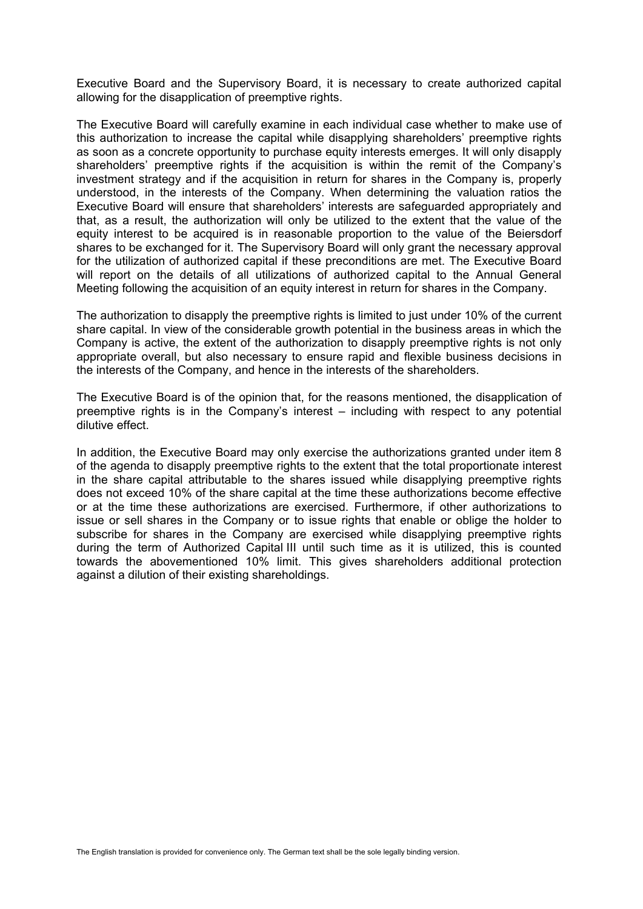Executive Board and the Supervisory Board, it is necessary to create authorized capital allowing for the disapplication of preemptive rights.

The Executive Board will carefully examine in each individual case whether to make use of this authorization to increase the capital while disapplying shareholders' preemptive rights as soon as a concrete opportunity to purchase equity interests emerges. It will only disapply shareholders' preemptive rights if the acquisition is within the remit of the Company's investment strategy and if the acquisition in return for shares in the Company is, properly understood, in the interests of the Company. When determining the valuation ratios the Executive Board will ensure that shareholders' interests are safeguarded appropriately and that, as a result, the authorization will only be utilized to the extent that the value of the equity interest to be acquired is in reasonable proportion to the value of the Beiersdorf shares to be exchanged for it. The Supervisory Board will only grant the necessary approval for the utilization of authorized capital if these preconditions are met. The Executive Board will report on the details of all utilizations of authorized capital to the Annual General Meeting following the acquisition of an equity interest in return for shares in the Company.

The authorization to disapply the preemptive rights is limited to just under 10% of the current share capital. In view of the considerable growth potential in the business areas in which the Company is active, the extent of the authorization to disapply preemptive rights is not only appropriate overall, but also necessary to ensure rapid and flexible business decisions in the interests of the Company, and hence in the interests of the shareholders.

The Executive Board is of the opinion that, for the reasons mentioned, the disapplication of preemptive rights is in the Company's interest – including with respect to any potential dilutive effect.

In addition, the Executive Board may only exercise the authorizations granted under item 8 of the agenda to disapply preemptive rights to the extent that the total proportionate interest in the share capital attributable to the shares issued while disapplying preemptive rights does not exceed 10% of the share capital at the time these authorizations become effective or at the time these authorizations are exercised. Furthermore, if other authorizations to issue or sell shares in the Company or to issue rights that enable or oblige the holder to subscribe for shares in the Company are exercised while disapplying preemptive rights during the term of Authorized Capital III until such time as it is utilized, this is counted towards the abovementioned 10% limit. This gives shareholders additional protection against a dilution of their existing shareholdings.

The English translation is provided for convenience only. The German text shall be the sole legally binding version.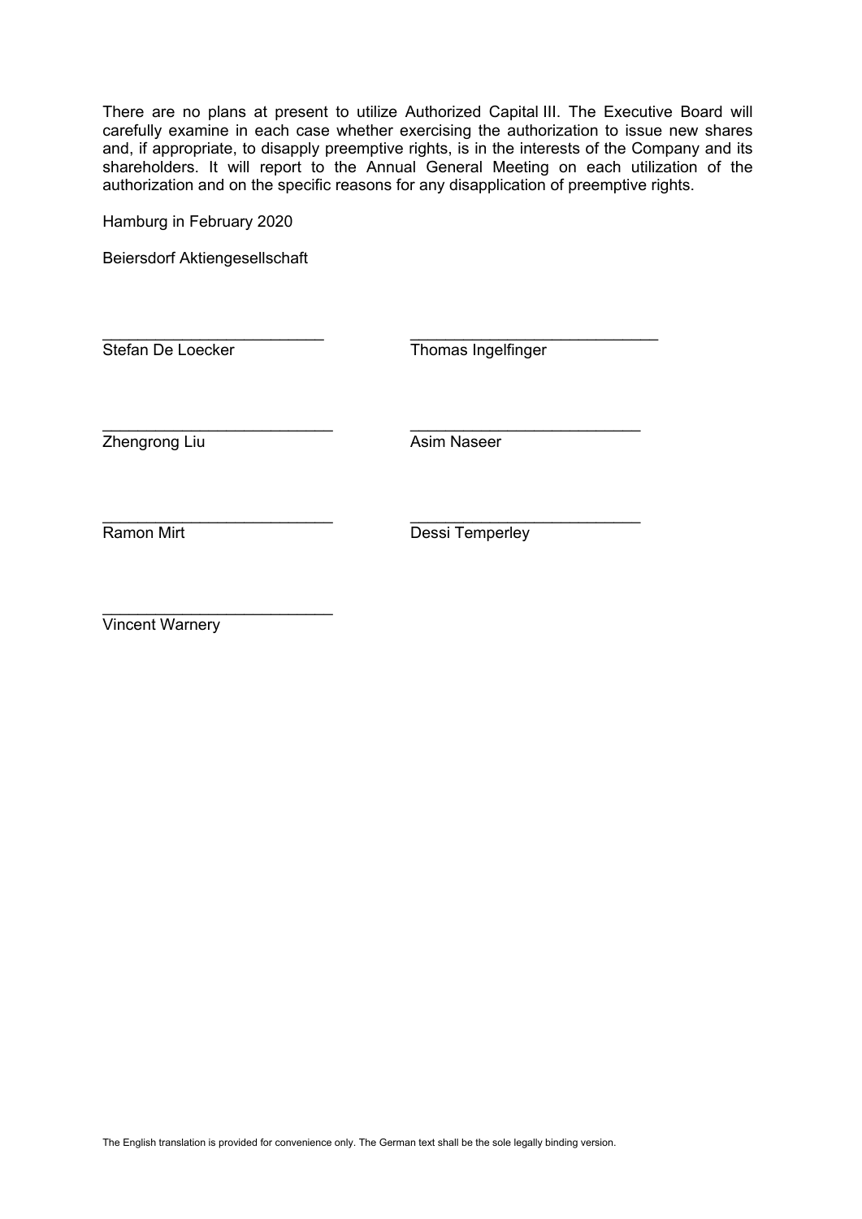There are no plans at present to utilize Authorized Capital III. The Executive Board will carefully examine in each case whether exercising the authorization to issue new shares and, if appropriate, to disapply preemptive rights, is in the interests of the Company and its shareholders. It will report to the Annual General Meeting on each utilization of the authorization and on the specific reasons for any disapplication of preemptive rights.

Hamburg in February 2020

Beiersdorf Aktiengesellschaft

| | |
|---|---|
| ______________________ | ______________________ |
| Stefan De Loecker | Thomas Ingelfinger |
| ______________________ | ______________________ |
| Zhengrong Liu | Asim Naseer |
| ______________________ | ______________________ |
| Ramon Mirt | Dessi Temperley |
| ______________________ | |
| Vincent Warnery | |

The English translation is provided for convenience only. The German text shall be the sole legally binding version.